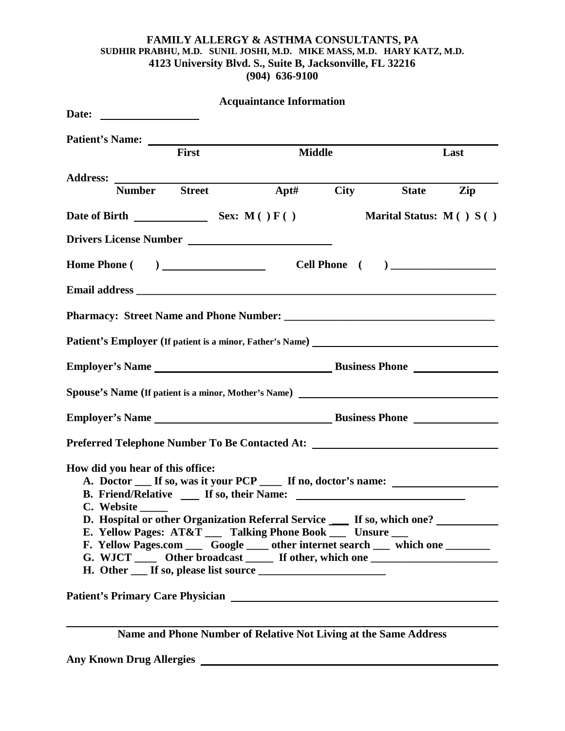**FAMILY ALLERGY & ASTHMA CONSULTANTS, PA**
**SUDHIR PRABHU, M.D. SUNIL JOSHI, M.D. MIKE MASS, M.D. HARY KATZ, M.D.**
**4123 University Blvd. S., Suite B, Jacksonville, FL 32216**
**(904) 636-9100**

## Acquaintance Information

**Date:** ________________

**Patient's Name:** ____________________________________________
**First** **Middle** **Last**

**Address:** ____________________________________________
**Number** **Street** **Apt#** **City** **State** **Zip**

**Date of Birth** ____________ **Sex: M ( ) F ( )** **Marital Status: M ( ) S ( )**

**Drivers License Number** ______________________

**Home Phone ( )** ________________ **Cell Phone ( )** ________________

**Email address** ____________________________________________

**Pharmacy: Street Name and Phone Number:** ________________________________

**Patient's Employer (If patient is a minor, Father's Name)** ____________________________

**Employer's Name** ____________________________ **Business Phone** ______________

**Spouse's Name (If patient is a minor, Mother's Name)** ____________________________

**Employer's Name** ____________________________ **Business Phone** ______________

**Preferred Telephone Number To Be Contacted At:** ____________________________

**How did you hear of this office:**

- **A. Doctor ___ If so, was it your PCP ____ If no, doctor's name:** ________________
- **B. Friend/Relative ___ If so, their Name:** ____________________________
- **C. Website _____**
- **D. Hospital or other Organization Referral Service ___ If so, which one?** __________
- **E. Yellow Pages: AT&T ___ Talking Phone Book ___ Unsure ___**
- **F. Yellow Pages.com ___ Google ____ other internet search ___ which one ________**
- **G. WJCT ____ Other broadcast _____ If other, which one ______________________**
- **H. Other ___ If so, please list source ______________________**

**Patient's Primary Care Physician** ____________________________________________

____________________________________________

**Name and Phone Number of Relative Not Living at the Same Address**

**Any Known Drug Allergies** ____________________________________________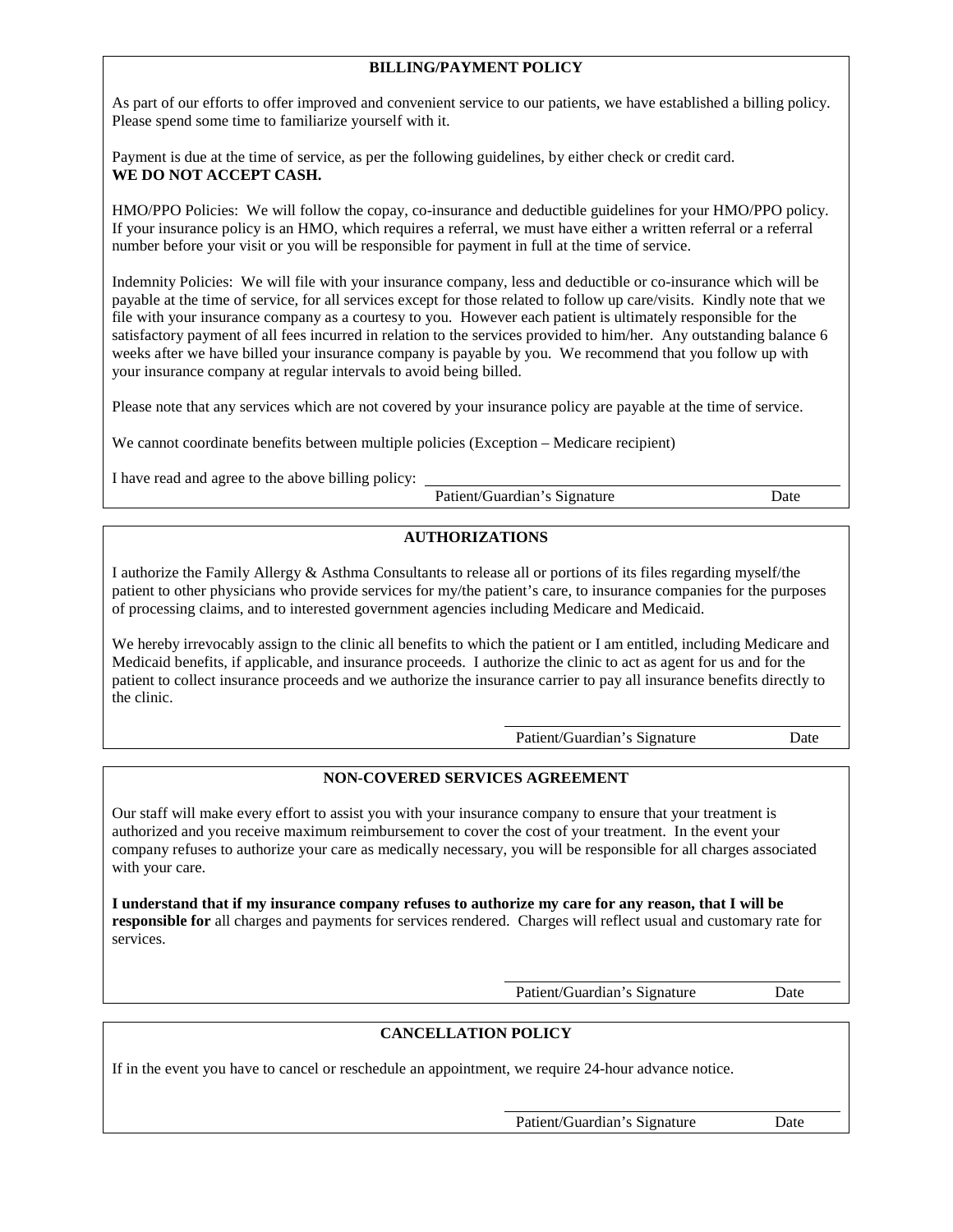## BILLING/PAYMENT POLICY

As part of our efforts to offer improved and convenient service to our patients, we have established a billing policy. Please spend some time to familiarize yourself with it.

Payment is due at the time of service, as per the following guidelines, by either check or credit card.
**WE DO NOT ACCEPT CASH.**

HMO/PPO Policies: We will follow the copay, co-insurance and deductible guidelines for your HMO/PPO policy. If your insurance policy is an HMO, which requires a referral, we must have either a written referral or a referral number before your visit or you will be responsible for payment in full at the time of service.

Indemnity Policies: We will file with your insurance company, less and deductible or co-insurance which will be payable at the time of service, for all services except for those related to follow up care/visits. Kindly note that we file with your insurance company as a courtesy to you. However each patient is ultimately responsible for the satisfactory payment of all fees incurred in relation to the services provided to him/her. Any outstanding balance 6 weeks after we have billed your insurance company is payable by you. We recommend that you follow up with your insurance company at regular intervals to avoid being billed.

Please note that any services which are not covered by your insurance policy are payable at the time of service.

We cannot coordinate benefits between multiple policies (Exception – Medicare recipient)

I have read and agree to the above billing policy: \_\_\_\_\_\_\_\_\_\_\_\_\_\_\_\_\_\_\_\_\_\_\_\_\_\_\_\_\_\_

Patient/Guardian's Signature Date

## AUTHORIZATIONS

I authorize the Family Allergy & Asthma Consultants to release all or portions of its files regarding myself/the patient to other physicians who provide services for my/the patient's care, to insurance companies for the purposes of processing claims, and to interested government agencies including Medicare and Medicaid.

We hereby irrevocably assign to the clinic all benefits to which the patient or I am entitled, including Medicare and Medicaid benefits, if applicable, and insurance proceeds. I authorize the clinic to act as agent for us and for the patient to collect insurance proceeds and we authorize the insurance carrier to pay all insurance benefits directly to the clinic.

\_\_\_\_\_\_\_\_\_\_\_\_\_\_\_\_\_\_\_\_\_\_\_\_\_\_\_\_\_\_

Patient/Guardian's Signature Date

## NON-COVERED SERVICES AGREEMENT

Our staff will make every effort to assist you with your insurance company to ensure that your treatment is authorized and you receive maximum reimbursement to cover the cost of your treatment. In the event your company refuses to authorize your care as medically necessary, you will be responsible for all charges associated with your care.

**I understand that if my insurance company refuses to authorize my care for any reason, that I will be responsible for** all charges and payments for services rendered. Charges will reflect usual and customary rate for services.

\_\_\_\_\_\_\_\_\_\_\_\_\_\_\_\_\_\_\_\_\_\_\_\_\_\_\_\_\_\_

Patient/Guardian's Signature Date

## CANCELLATION POLICY

If in the event you have to cancel or reschedule an appointment, we require 24-hour advance notice.

\_\_\_\_\_\_\_\_\_\_\_\_\_\_\_\_\_\_\_\_\_\_\_\_\_\_\_\_\_\_

Patient/Guardian's Signature Date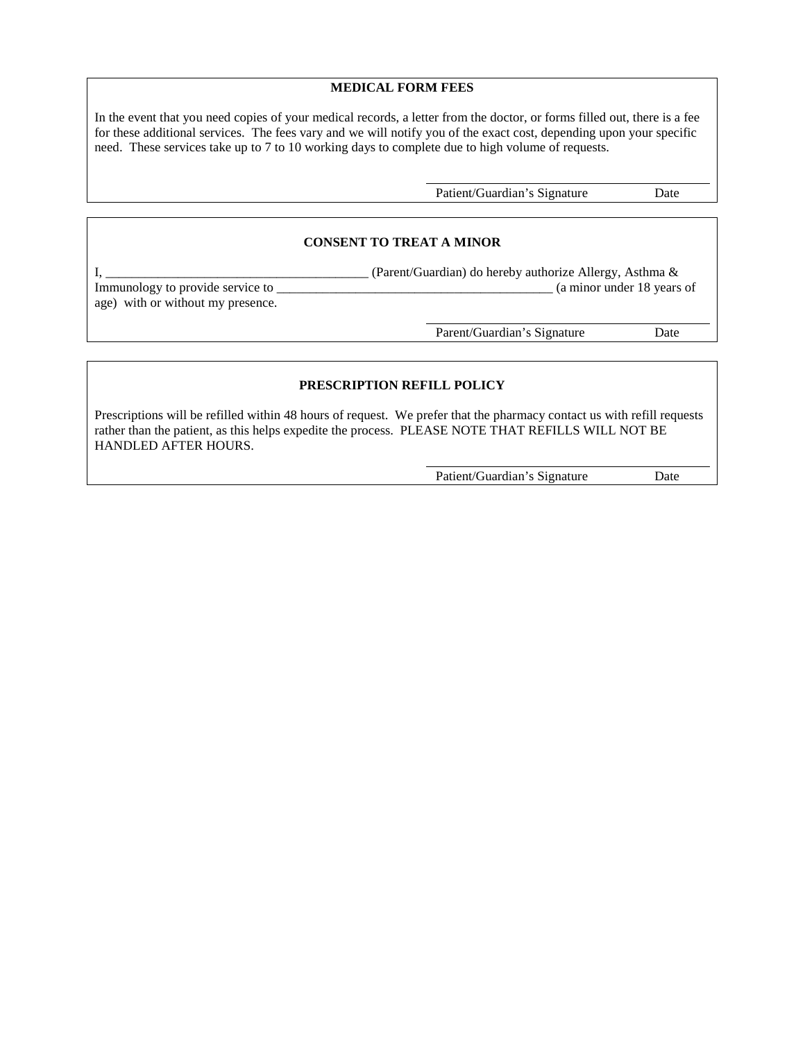## MEDICAL FORM FEES

In the event that you need copies of your medical records, a letter from the doctor, or forms filled out, there is a fee for these additional services. The fees vary and we will notify you of the exact cost, depending upon your specific need. These services take up to 7 to 10 working days to complete due to high volume of requests.

______________________________
Patient/Guardian's Signature Date

## CONSENT TO TREAT A MINOR

I, ________________________________________ (Parent/Guardian) do hereby authorize Allergy, Asthma & Immunology to provide service to ___________________________________________ (a minor under 18 years of age) with or without my presence.

______________________________
Parent/Guardian's Signature Date

## PRESCRIPTION REFILL POLICY

Prescriptions will be refilled within 48 hours of request. We prefer that the pharmacy contact us with refill requests rather than the patient, as this helps expedite the process. PLEASE NOTE THAT REFILLS WILL NOT BE HANDLED AFTER HOURS.

______________________________
Patient/Guardian's Signature Date